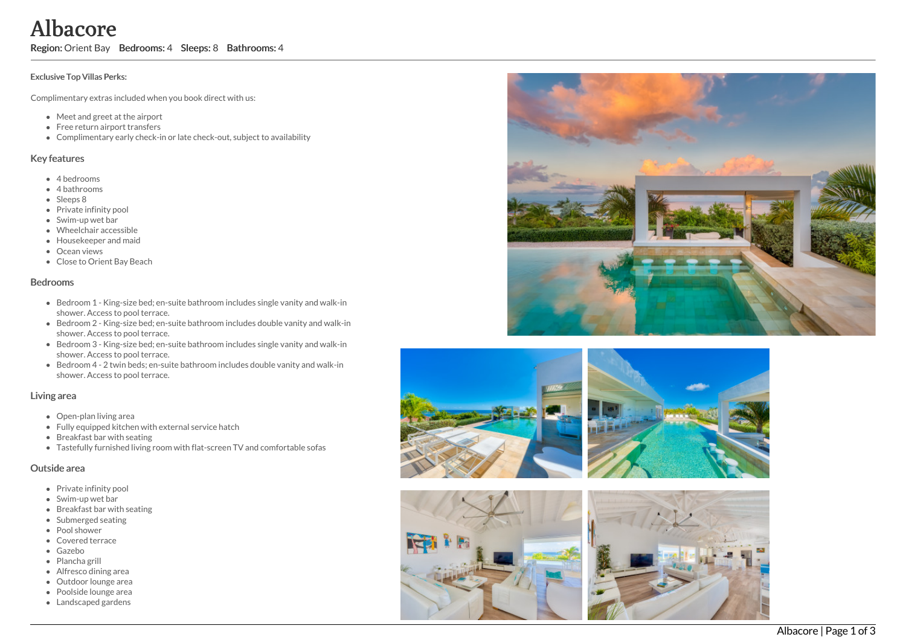# Albacore

**Region:** Orient Bay **Bedrooms:** 4 **Sleeps:** 8 **Bathrooms:** 4

**Exclusive Top Villas Perks:**

Complimentary extras included when you book direct with us:

- Meet and greet at the airport
- Free return airport transfers
- Complimentary early check-in or late check-out, subject to availability

## Key features

- 4 bedrooms
- 4 bathrooms
- Sleeps 8
- Private infinity pool
- Swim-up wet bar
- Wheelchair accessible
- Housekeeper and maid
- Ocean views
- Close to Orient Bay Beach

## Bedrooms

- Bedroom 1 - King-size bed; en-suite bathroom includes single vanity and walk-in shower. Access to pool terrace.
- Bedroom 2 - King-size bed; en-suite bathroom includes double vanity and walk-in shower. Access to pool terrace.
- Bedroom 3 - King-size bed; en-suite bathroom includes single vanity and walk-in shower. Access to pool terrace.
- Bedroom 4 - 2 twin beds; en-suite bathroom includes double vanity and walk-in shower. Access to pool terrace.

## Living area

- Open-plan living area
- Fully equipped kitchen with external service hatch
- Breakfast bar with seating
- Tastefully furnished living room with flat-screen TV and comfortable sofas

## Outside area

- Private infinity pool
- Swim-up wet bar
- Breakfast bar with seating
- Submerged seating
- Pool shower
- Covered terrace
- Gazebo
- Plancha grill
- Alfresco dining area
- Outdoor lounge area
- Poolside lounge area
- Landscaped gardens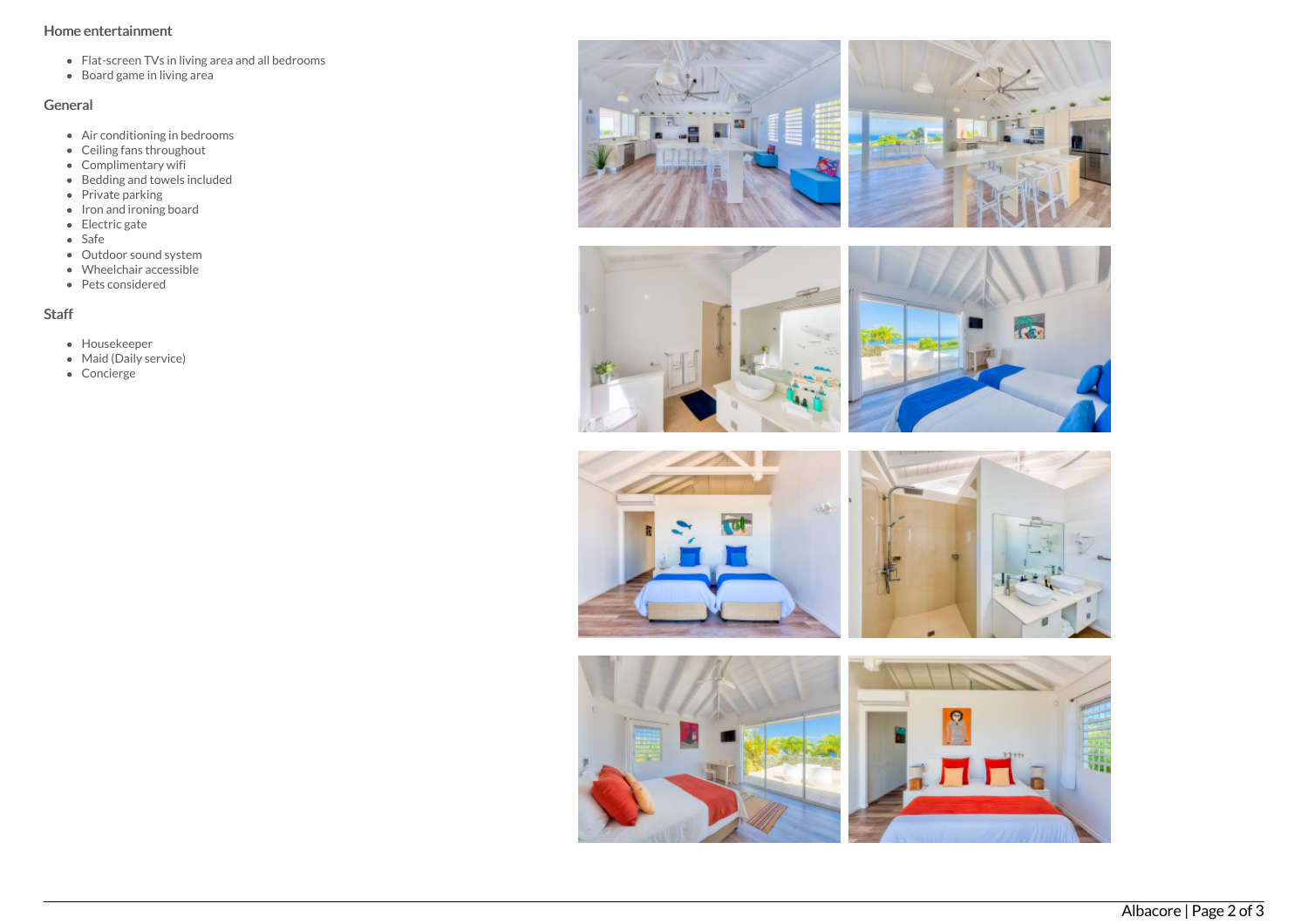## Home entertainment

- Flat-screen TVs in living area and all bedrooms
- Board game in living area

## General

- Air conditioning in bedrooms
- Ceiling fans throughout
- Complimentary wifi
- Bedding and towels included
- Private parking
- Iron and ironing board
- Electric gate
- Safe
- Outdoor sound system
- Wheelchair accessible
- Pets considered

## Staff

- Housekeeper
- Maid (Daily service)
- Concierge